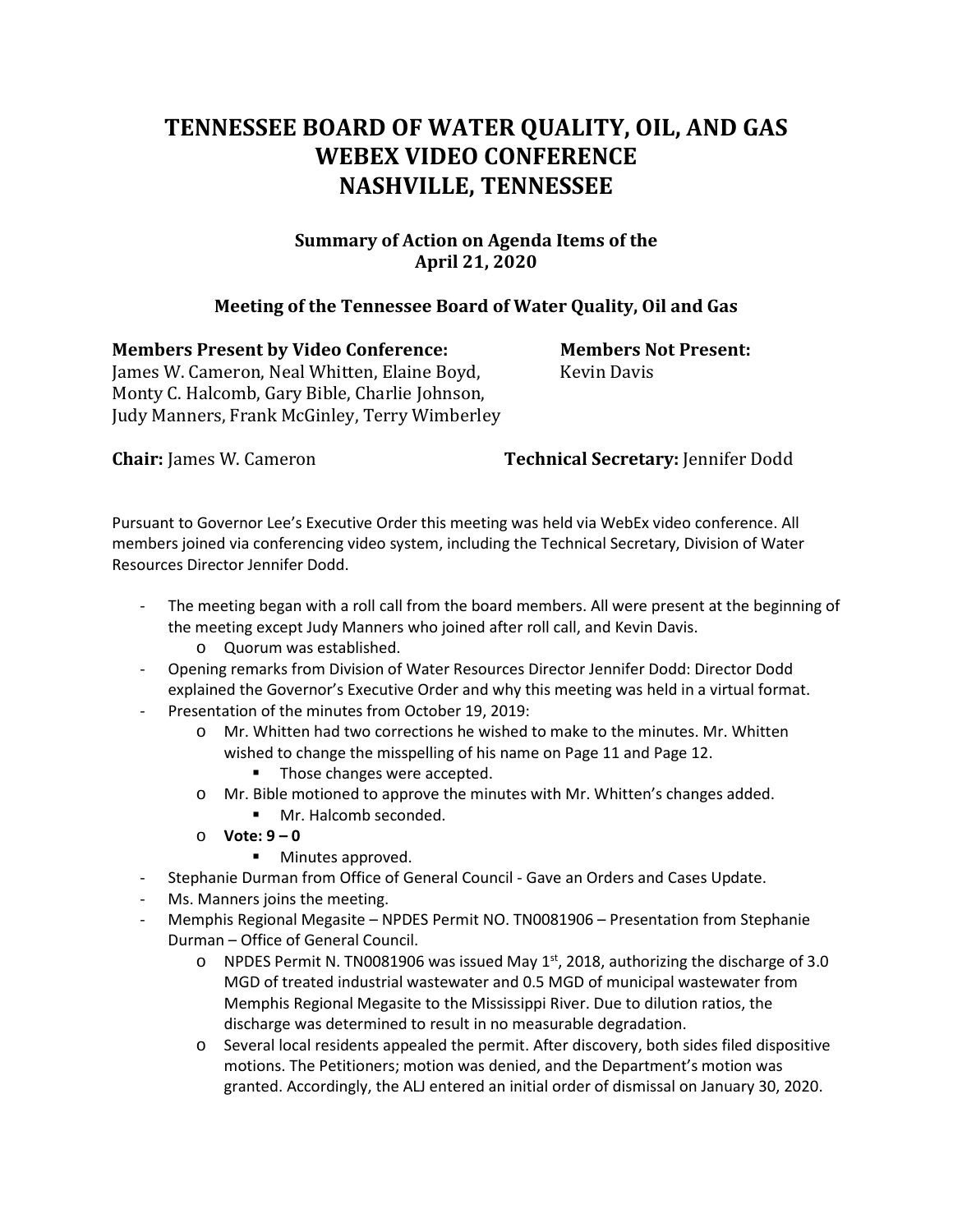# TENNESSEE BOARD OF WATER QUALITY, OIL, AND GAS
# WEBEX VIDEO CONFERENCE
# NASHVILLE, TENNESSEE

### Summary of Action on Agenda Items of the April 21, 2020

### Meeting of the Tennessee Board of Water Quality, Oil and Gas

**Members Present by Video Conference:**
James W. Cameron, Neal Whitten, Elaine Boyd, Monty C. Halcomb, Gary Bible, Charlie Johnson, Judy Manners, Frank McGinley, Terry Wimberley

**Members Not Present:**
Kevin Davis

**Chair:** James W. Cameron

**Technical Secretary:** Jennifer Dodd

Pursuant to Governor Lee's Executive Order this meeting was held via WebEx video conference. All members joined via conferencing video system, including the Technical Secretary, Division of Water Resources Director Jennifer Dodd.

- The meeting began with a roll call from the board members. All were present at the beginning of the meeting except Judy Manners who joined after roll call, and Kevin Davis.
  - Quorum was established.
- Opening remarks from Division of Water Resources Director Jennifer Dodd: Director Dodd explained the Governor's Executive Order and why this meeting was held in a virtual format.
- Presentation of the minutes from October 19, 2019:
  - Mr. Whitten had two corrections he wished to make to the minutes. Mr. Whitten wished to change the misspelling of his name on Page 11 and Page 12.
    - Those changes were accepted.
  - Mr. Bible motioned to approve the minutes with Mr. Whitten's changes added.
    - Mr. Halcomb seconded.
  - **Vote: 9 – 0**
    - Minutes approved.
- Stephanie Durman from Office of General Council - Gave an Orders and Cases Update.
- Ms. Manners joins the meeting.
- Memphis Regional Megasite – NPDES Permit NO. TN0081906 – Presentation from Stephanie Durman – Office of General Council.
  - NPDES Permit N. TN0081906 was issued May 1st, 2018, authorizing the discharge of 3.0 MGD of treated industrial wastewater and 0.5 MGD of municipal wastewater from Memphis Regional Megasite to the Mississippi River. Due to dilution ratios, the discharge was determined to result in no measurable degradation.
  - Several local residents appealed the permit. After discovery, both sides filed dispositive motions. The Petitioners; motion was denied, and the Department's motion was granted. Accordingly, the ALJ entered an initial order of dismissal on January 30, 2020.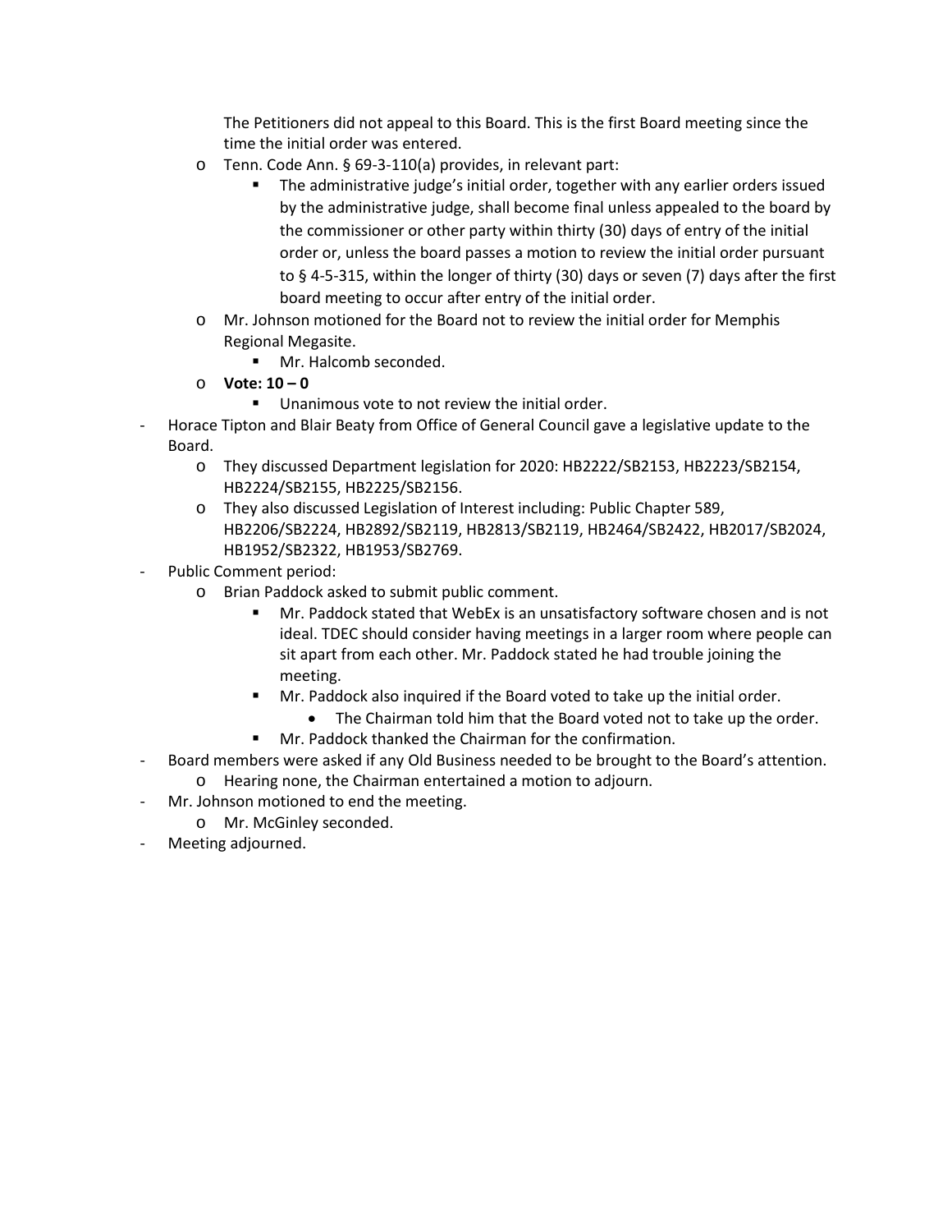The Petitioners did not appeal to this Board. This is the first Board meeting since the time the initial order was entered.

- Tenn. Code Ann. § 69-3-110(a) provides, in relevant part:
  - The administrative judge's initial order, together with any earlier orders issued by the administrative judge, shall become final unless appealed to the board by the commissioner or other party within thirty (30) days of entry of the initial order or, unless the board passes a motion to review the initial order pursuant to § 4-5-315, within the longer of thirty (30) days or seven (7) days after the first board meeting to occur after entry of the initial order.
- Mr. Johnson motioned for the Board not to review the initial order for Memphis Regional Megasite.
  - Mr. Halcomb seconded.
- **Vote: 10 – 0**
  - Unanimous vote to not review the initial order.

- Horace Tipton and Blair Beaty from Office of General Council gave a legislative update to the Board.
  - They discussed Department legislation for 2020: HB2222/SB2153, HB2223/SB2154, HB2224/SB2155, HB2225/SB2156.
  - They also discussed Legislation of Interest including: Public Chapter 589, HB2206/SB2224, HB2892/SB2119, HB2813/SB2119, HB2464/SB2422, HB2017/SB2024, HB1952/SB2322, HB1953/SB2769.
- Public Comment period:
  - Brian Paddock asked to submit public comment.
    - Mr. Paddock stated that WebEx is an unsatisfactory software chosen and is not ideal. TDEC should consider having meetings in a larger room where people can sit apart from each other. Mr. Paddock stated he had trouble joining the meeting.
    - Mr. Paddock also inquired if the Board voted to take up the initial order.
      - The Chairman told him that the Board voted not to take up the order.
    - Mr. Paddock thanked the Chairman for the confirmation.
- Board members were asked if any Old Business needed to be brought to the Board's attention.
  - Hearing none, the Chairman entertained a motion to adjourn.
- Mr. Johnson motioned to end the meeting.
  - Mr. McGinley seconded.
- Meeting adjourned.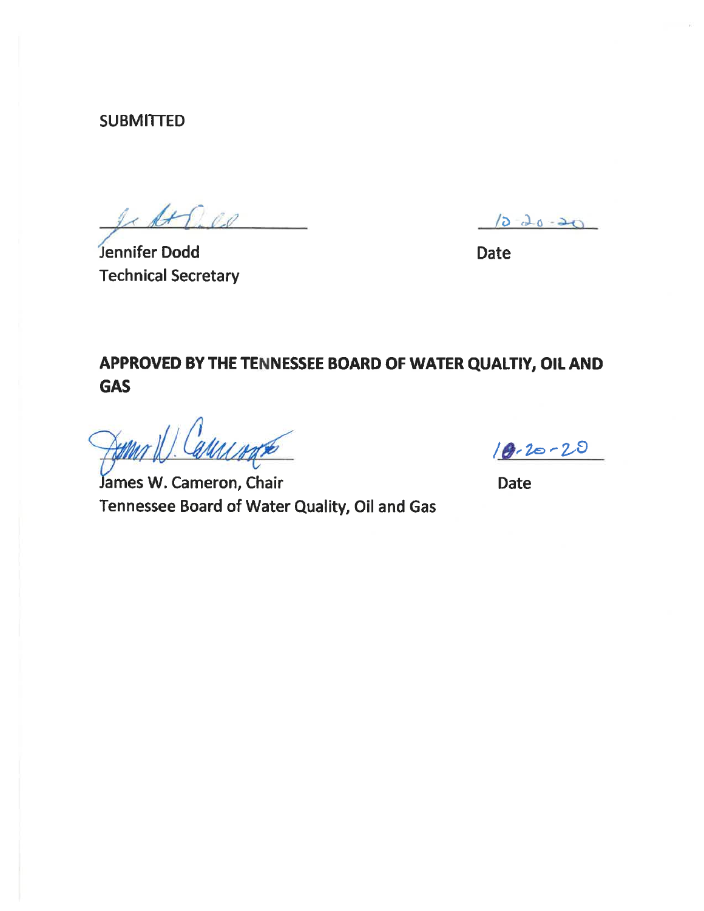SUBMITTED

Jennifer Dodd
Technical Secretary

10-20-20
Date

**APPROVED BY THE TENNESSEE BOARD OF WATER QUALTIY, OIL AND GAS**

James W. Cameron, Chair
Tennessee Board of Water Quality, Oil and Gas

10-20-20
Date